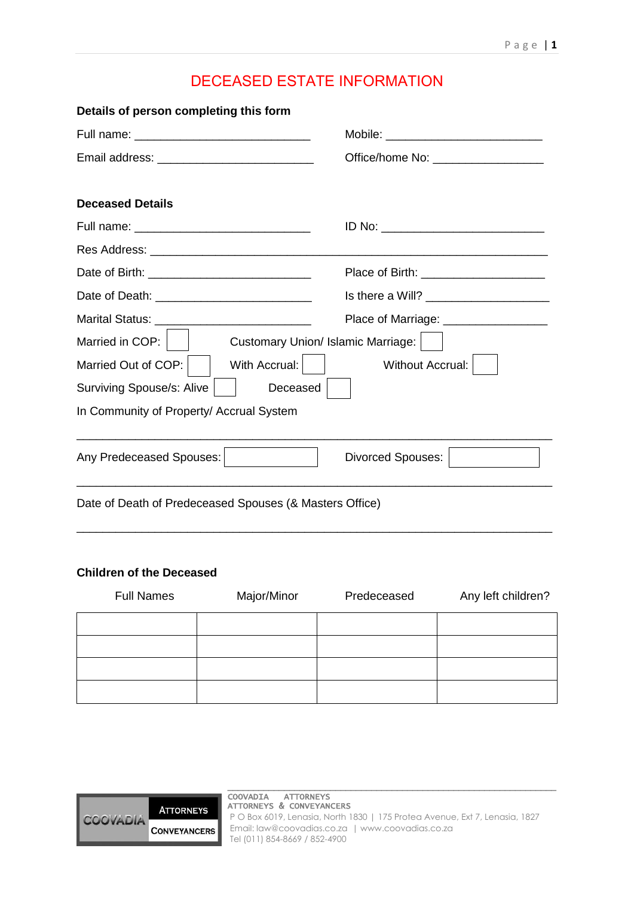# DECEASED ESTATE INFORMATION

**Details of person completing this form**

Full name: ___________________________ Mobile: ________________________

Email address: ________________________ Office/home No: ________________

**Deceased Details**

Full name: ___________________________ ID No: _________________________

Res Address: ________________________________________________________

Date of Birth: _________________________ Place of Birth: __________________

Date of Death: ________________________ Is there a Will? __________________

Marital Status: ________________________ Place of Marriage: _______________

Married in COP: [ ] Customary Union/ Islamic Marriage: [ ]

Married Out of COP: [ ] With Accrual: [ ] Without Accrual: [ ]

Surviving Spouse/s: Alive [ ] Deceased [ ]

In Community of Property/ Accrual System

_________________________________________________________________________

Any Predeceased Spouses: [ ] Divorced Spouses: [ ]

_________________________________________________________________________

Date of Death of Predeceased Spouses (& Masters Office)

_________________________________________________________________________

**Children of the Deceased**

| Full Names | Major/Minor | Predeceased | Any left children? |
|---|---|---|---|
| | | | |
| | | | |
| | | | |
| | | | |

COOVADIA ATTORNEYS
ATTORNEYS & CONVEYANCERS
P O Box 6019, Lenasia, North 1830 | 175 Protea Avenue, Ext 7, Lenasia, 1827
Email: law@coovadias.co.za | www.coovadias.co.za
Tel (011) 854-8669 / 852-4900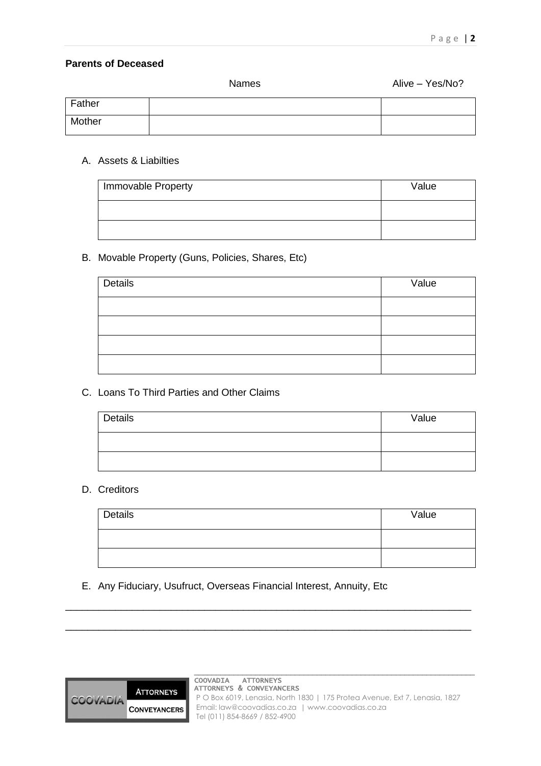**Parents of Deceased**

| | Names | Alive – Yes/No? |
|---|---|---|
| Father | | |
| Mother | | |

A. Assets & Liabilties

| Immovable Property | Value |
|---|---|
| | |
| | |

B. Movable Property (Guns, Policies, Shares, Etc)

| Details | Value |
|---|---|
| | |
| | |
| | |
| | |

C. Loans To Third Parties and Other Claims

| Details | Value |
|---|---|
| | |
| | |

D. Creditors

| Details | Value |
|---|---|
| | |
| | |

E. Any Fiduciary, Usufruct, Overseas Financial Interest, Annuity, Etc

______________________________________________________________________________

______________________________________________________________________________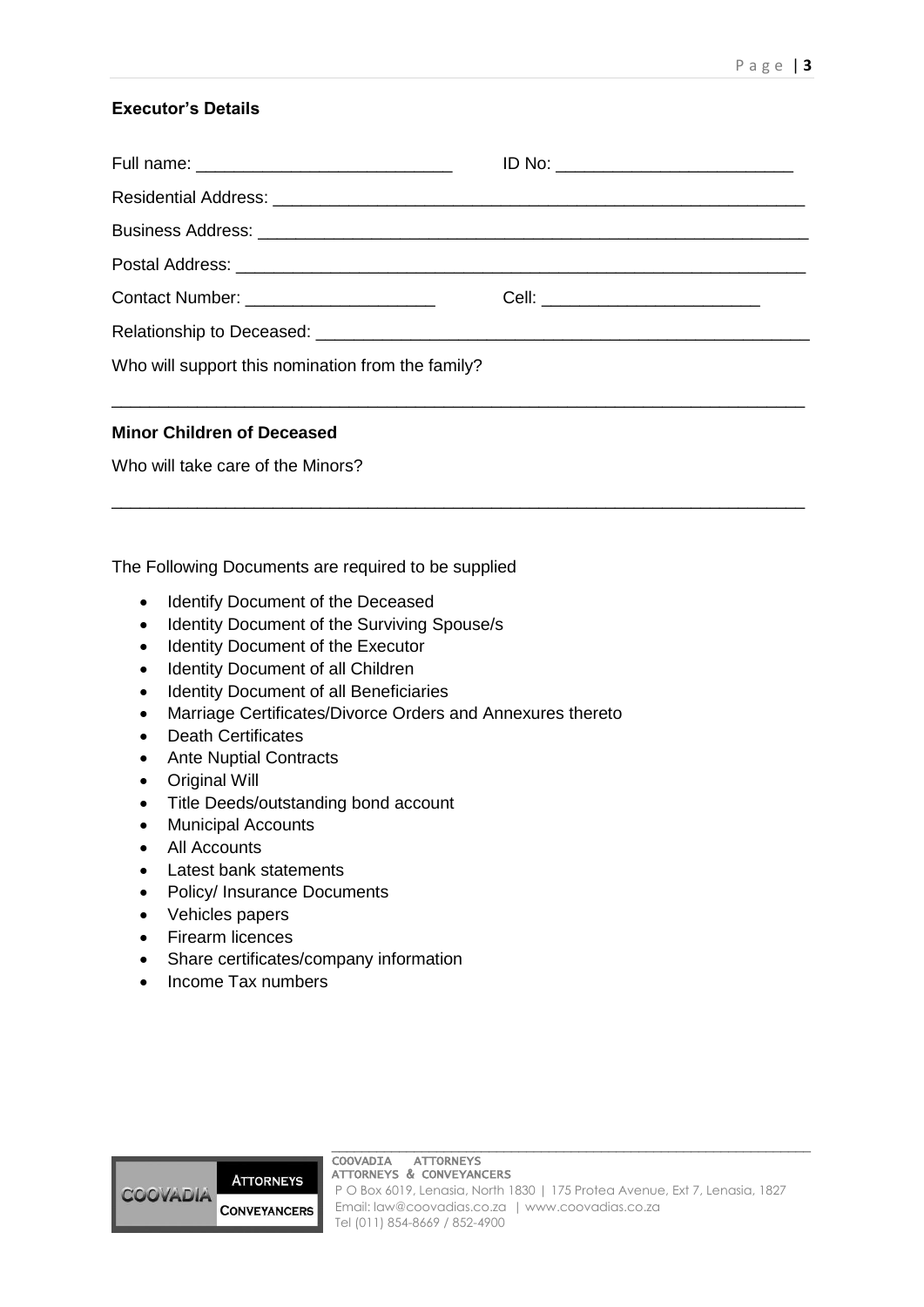**Executor's Details**

Full name: ___________________________ ID No: _________________________

Residential Address: _________________________________________________________

Business Address: ___________________________________________________________

Postal Address: _____________________________________________________________

Contact Number: ____________________ Cell: _______________________

Relationship to Deceased: _____________________________________________________

Who will support this nomination from the family?

___________________________________________________________________________

**Minor Children of Deceased**

Who will take care of the Minors?

___________________________________________________________________________

The Following Documents are required to be supplied

- Identify Document of the Deceased
- Identity Document of the Surviving Spouse/s
- Identity Document of the Executor
- Identity Document of all Children
- Identity Document of all Beneficiaries
- Marriage Certificates/Divorce Orders and Annexures thereto
- Death Certificates
- Ante Nuptial Contracts
- Original Will
- Title Deeds/outstanding bond account
- Municipal Accounts
- All Accounts
- Latest bank statements
- Policy/ Insurance Documents
- Vehicles papers
- Firearm licences
- Share certificates/company information
- Income Tax numbers